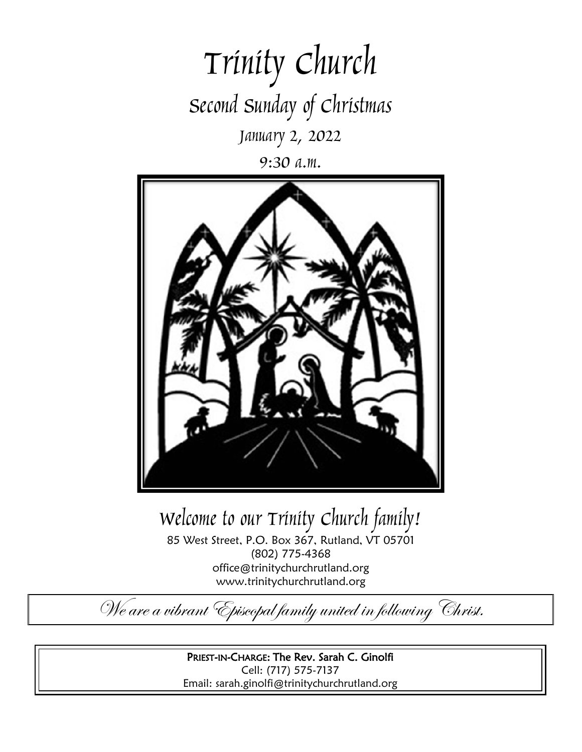# Trinity Church

## Second Sunday of Christmas

### January 2, 2022

### 9:30 a.m.

## Welcome to our Trinity Church family!

85 West Street, P.O. Box 367, Rutland, VT 05701
(802) 775-4368
office@trinitychurchrutland.org
www.trinitychurchrutland.org

*We are a vibrant Episcopal family united in following Christ.*

**PRIEST-IN-CHARGE: The Rev. Sarah C. Ginolfi**
Cell: (717) 575-7137
Email: sarah.ginolfi@trinitychurchrutland.org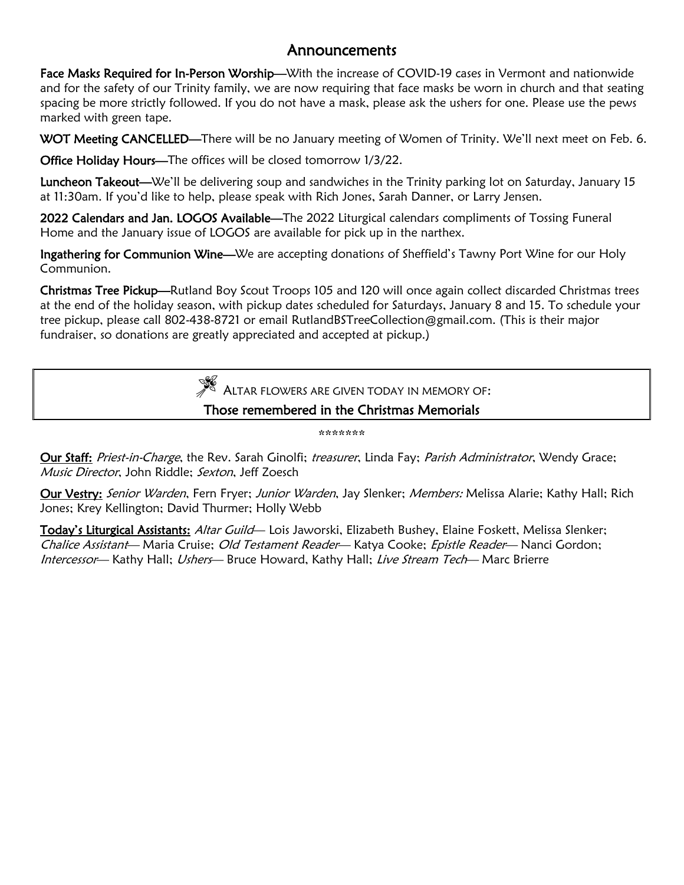## Announcements

**Face Masks Required for In-Person Worship**—With the increase of COVID-19 cases in Vermont and nationwide and for the safety of our Trinity family, we are now requiring that face masks be worn in church and that seating spacing be more strictly followed. If you do not have a mask, please ask the ushers for one. Please use the pews marked with green tape.

**WOT Meeting CANCELLED**—There will be no January meeting of Women of Trinity. We'll next meet on Feb. 6.

**Office Holiday Hours**—The offices will be closed tomorrow 1/3/22.

**Luncheon Takeout**—We'll be delivering soup and sandwiches in the Trinity parking lot on Saturday, January 15 at 11:30am. If you'd like to help, please speak with Rich Jones, Sarah Danner, or Larry Jensen.

**2022 Calendars and Jan. LOGOS Available**—The 2022 Liturgical calendars compliments of Tossing Funeral Home and the January issue of LOGOS are available for pick up in the narthex.

**Ingathering for Communion Wine**—We are accepting donations of Sheffield's Tawny Port Wine for our Holy Communion.

**Christmas Tree Pickup**—Rutland Boy Scout Troops 105 and 120 will once again collect discarded Christmas trees at the end of the holiday season, with pickup dates scheduled for Saturdays, January 8 and 15. To schedule your tree pickup, please call 802-438-8721 or email RutlandBSTreeCollection@gmail.com. (This is their major fundraiser, so donations are greatly appreciated and accepted at pickup.)

ALTAR FLOWERS ARE GIVEN TODAY IN MEMORY OF:

**Those remembered in the Christmas Memorials**

*******

**Our Staff:** *Priest-in-Charge*, the Rev. Sarah Ginolfi; *treasurer*, Linda Fay; *Parish Administrator*, Wendy Grace; *Music Director*, John Riddle; *Sexton*, Jeff Zoesch

**Our Vestry:** *Senior Warden*, Fern Fryer; *Junior Warden*, Jay Slenker; *Members:* Melissa Alarie; Kathy Hall; Rich Jones; Krey Kellington; David Thurmer; Holly Webb

**Today's Liturgical Assistants:** *Altar Guild*— Lois Jaworski, Elizabeth Bushey, Elaine Foskett, Melissa Slenker; *Chalice Assistant*— Maria Cruise; *Old Testament Reader*— Katya Cooke; *Epistle Reader*— Nanci Gordon; *Intercessor*— Kathy Hall; *Ushers*— Bruce Howard, Kathy Hall; *Live Stream Tech*— Marc Brierre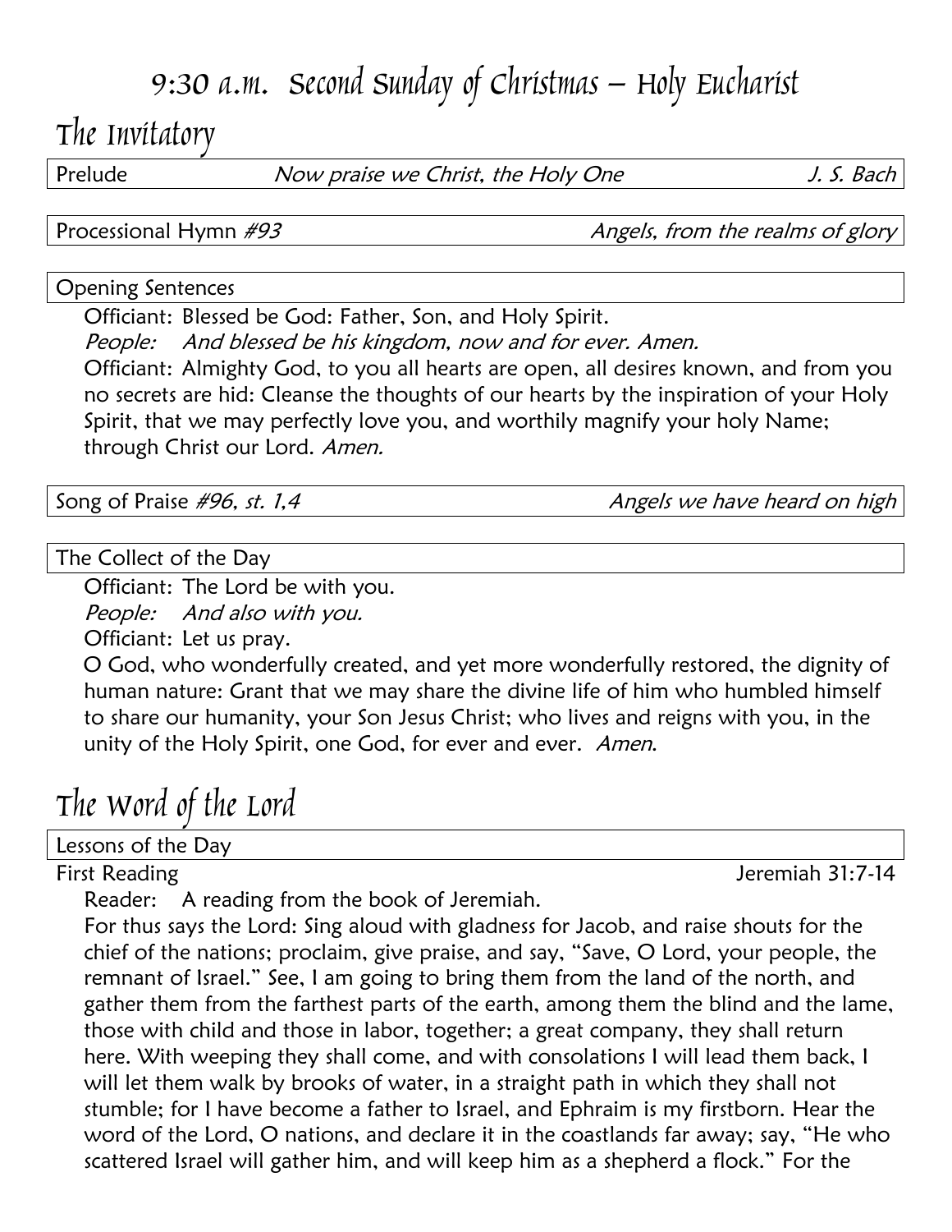# 9:30 a.m. Second Sunday of Christmas – Holy Eucharist

## The Invitatory

Prelude *Now praise we Christ, the Holy One* J. S. Bach

Processional Hymn *#93* *Angels, from the realms of glory*

Opening Sentences

Officiant: Blessed be God: Father, Son, and Holy Spirit.
*People: And blessed be his kingdom, now and for ever. Amen.*
Officiant: Almighty God, to you all hearts are open, all desires known, and from you no secrets are hid: Cleanse the thoughts of our hearts by the inspiration of your Holy Spirit, that we may perfectly love you, and worthily magnify your holy Name; through Christ our Lord. *Amen.*

Song of Praise *#96, st. 1,4* *Angels we have heard on high*

The Collect of the Day

Officiant: The Lord be with you.
*People: And also with you.*
Officiant: Let us pray.
O God, who wonderfully created, and yet more wonderfully restored, the dignity of human nature: Grant that we may share the divine life of him who humbled himself to share our humanity, your Son Jesus Christ; who lives and reigns with you, in the unity of the Holy Spirit, one God, for ever and ever. *Amen.*

## The Word of the Lord

Lessons of the Day

First Reading Jeremiah 31:7-14

Reader: A reading from the book of Jeremiah.
For thus says the Lord: Sing aloud with gladness for Jacob, and raise shouts for the chief of the nations; proclaim, give praise, and say, "Save, O Lord, your people, the remnant of Israel." See, I am going to bring them from the land of the north, and gather them from the farthest parts of the earth, among them the blind and the lame, those with child and those in labor, together; a great company, they shall return here. With weeping they shall come, and with consolations I will lead them back, I will let them walk by brooks of water, in a straight path in which they shall not stumble; for I have become a father to Israel, and Ephraim is my firstborn. Hear the word of the Lord, O nations, and declare it in the coastlands far away; say, "He who scattered Israel will gather him, and will keep him as a shepherd a flock." For the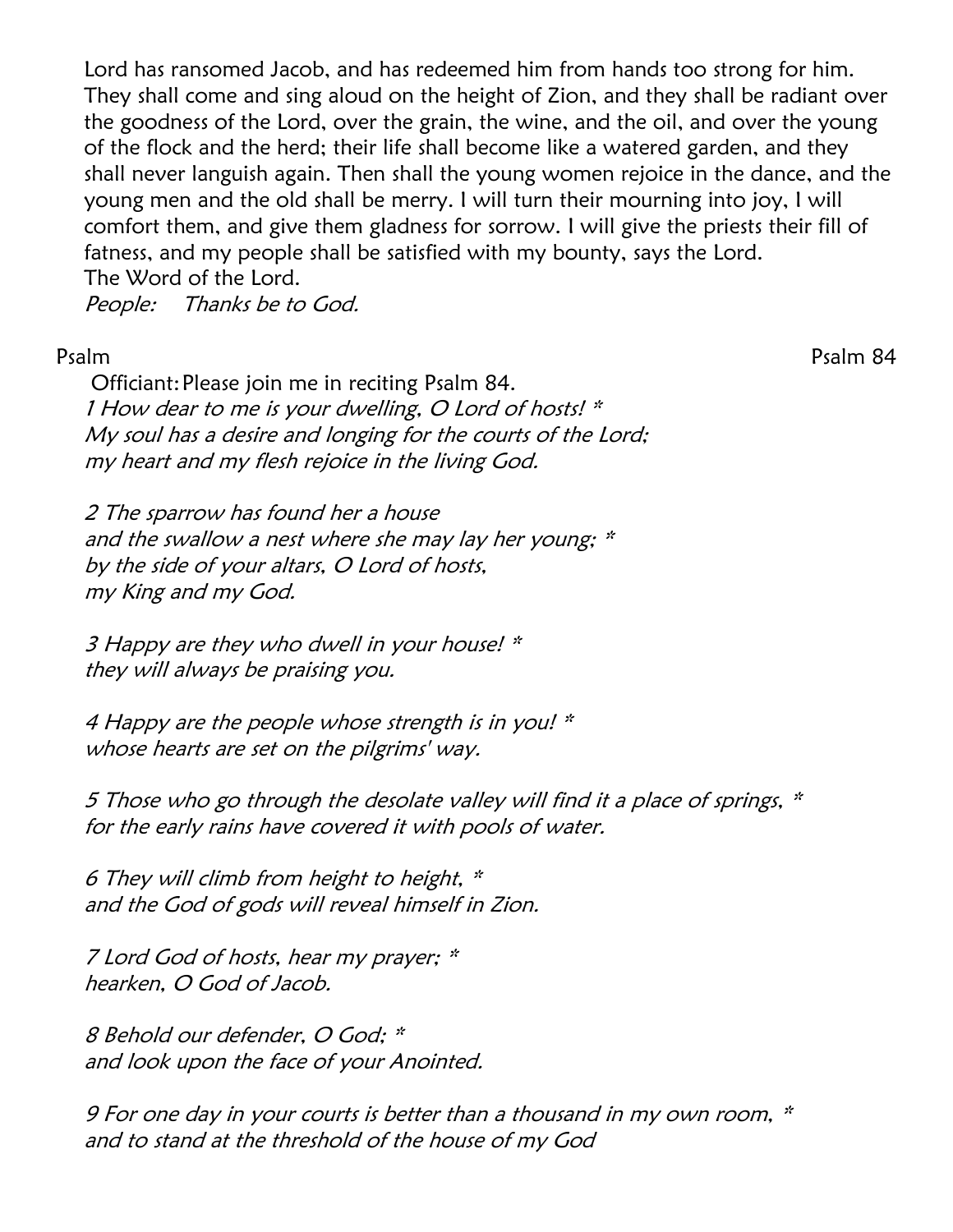Lord has ransomed Jacob, and has redeemed him from hands too strong for him. They shall come and sing aloud on the height of Zion, and they shall be radiant over the goodness of the Lord, over the grain, the wine, and the oil, and over the young of the flock and the herd; their life shall become like a watered garden, and they shall never languish again. Then shall the young women rejoice in the dance, and the young men and the old shall be merry. I will turn their mourning into joy, I will comfort them, and give them gladness for sorrow. I will give the priests their fill of fatness, and my people shall be satisfied with my bounty, says the Lord.
The Word of the Lord.
*People:* *Thanks be to God.*

Psalm Psalm 84

Officiant: Please join me in reciting Psalm 84.
*1 How dear to me is your dwelling, O Lord of hosts! **
*My soul has a desire and longing for the courts of the Lord;*
*my heart and my flesh rejoice in the living God.*

*2 The sparrow has found her a house*
*and the swallow a nest where she may lay her young; **
*by the side of your altars, O Lord of hosts,*
*my King and my God.*

*3 Happy are they who dwell in your house! **
*they will always be praising you.*

*4 Happy are the people whose strength is in you! **
*whose hearts are set on the pilgrims' way.*

*5 Those who go through the desolate valley will find it a place of springs, **
*for the early rains have covered it with pools of water.*

*6 They will climb from height to height, **
*and the God of gods will reveal himself in Zion.*

*7 Lord God of hosts, hear my prayer; **
*hearken, O God of Jacob.*

*8 Behold our defender, O God; **
*and look upon the face of your Anointed.*

*9 For one day in your courts is better than a thousand in my own room, **
*and to stand at the threshold of the house of my God*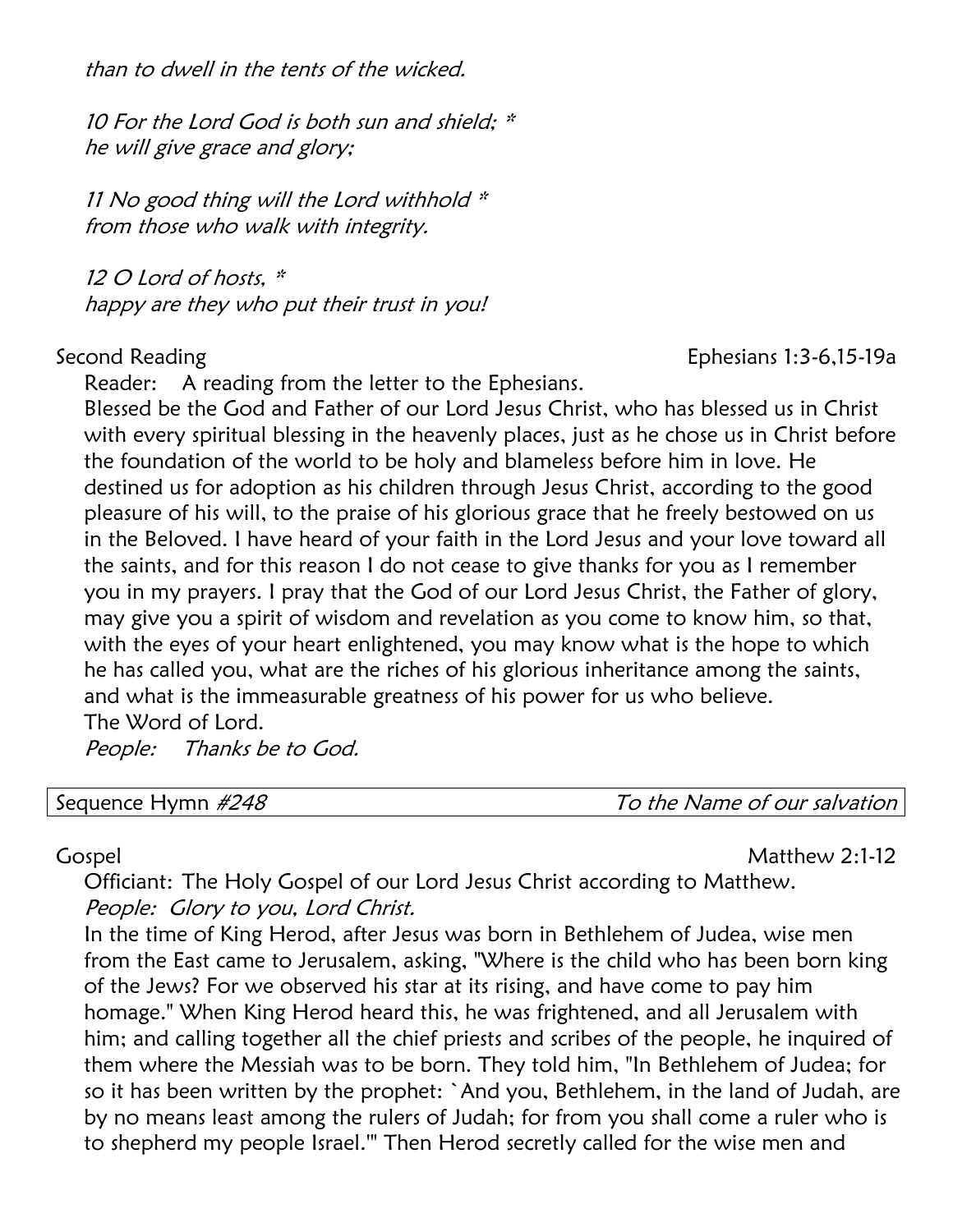*than to dwell in the tents of the wicked.*

*10 For the Lord God is both sun and shield; **
*he will give grace and glory;*

*11 No good thing will the Lord withhold **
*from those who walk with integrity.*

*12 O Lord of hosts, **
*happy are they who put their trust in you!*

Second Reading Ephesians 1:3-6,15-19a

Reader: A reading from the letter to the Ephesians.

Blessed be the God and Father of our Lord Jesus Christ, who has blessed us in Christ with every spiritual blessing in the heavenly places, just as he chose us in Christ before the foundation of the world to be holy and blameless before him in love. He destined us for adoption as his children through Jesus Christ, according to the good pleasure of his will, to the praise of his glorious grace that he freely bestowed on us in the Beloved. I have heard of your faith in the Lord Jesus and your love toward all the saints, and for this reason I do not cease to give thanks for you as I remember you in my prayers. I pray that the God of our Lord Jesus Christ, the Father of glory, may give you a spirit of wisdom and revelation as you come to know him, so that, with the eyes of your heart enlightened, you may know what is the hope to which he has called you, what are the riches of his glorious inheritance among the saints, and what is the immeasurable greatness of his power for us who believe.
The Word of Lord.

*People: Thanks be to God.*

| Sequence Hymn *#248* | *To the Name of our salvation* |
|---|---|

Gospel Matthew 2:1-12

Officiant: The Holy Gospel of our Lord Jesus Christ according to Matthew.

*People: Glory to you, Lord Christ.*

In the time of King Herod, after Jesus was born in Bethlehem of Judea, wise men from the East came to Jerusalem, asking, "Where is the child who has been born king of the Jews? For we observed his star at its rising, and have come to pay him homage." When King Herod heard this, he was frightened, and all Jerusalem with him; and calling together all the chief priests and scribes of the people, he inquired of them where the Messiah was to be born. They told him, "In Bethlehem of Judea; for so it has been written by the prophet: `And you, Bethlehem, in the land of Judah, are by no means least among the rulers of Judah; for from you shall come a ruler who is to shepherd my people Israel.'" Then Herod secretly called for the wise men and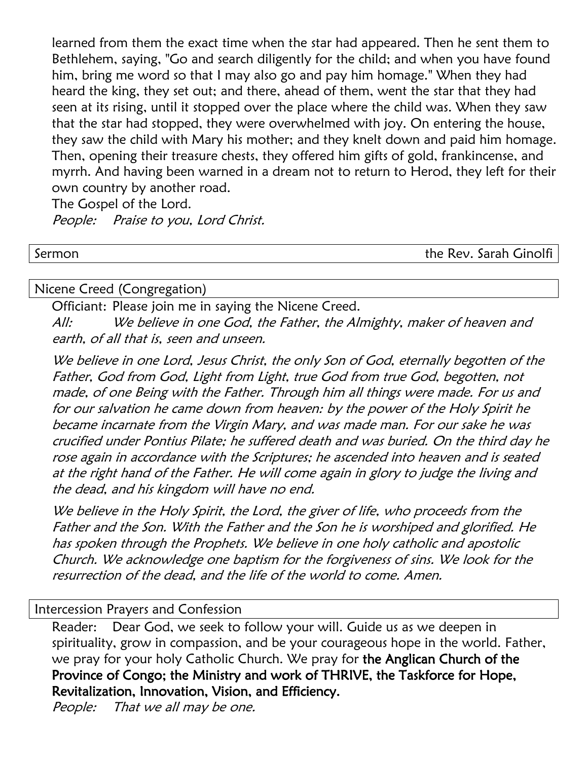learned from them the exact time when the star had appeared. Then he sent them to Bethlehem, saying, "Go and search diligently for the child; and when you have found him, bring me word so that I may also go and pay him homage." When they had heard the king, they set out; and there, ahead of them, went the star that they had seen at its rising, until it stopped over the place where the child was. When they saw that the star had stopped, they were overwhelmed with joy. On entering the house, they saw the child with Mary his mother; and they knelt down and paid him homage. Then, opening their treasure chests, they offered him gifts of gold, frankincense, and myrrh. And having been warned in a dream not to return to Herod, they left for their own country by another road.

The Gospel of the Lord.

*People: Praise to you, Lord Christ.*

Sermon — the Rev. Sarah Ginolfi

Nicene Creed (Congregation)

Officiant: Please join me in saying the Nicene Creed.

*All: We believe in one God, the Father, the Almighty, maker of heaven and earth, of all that is, seen and unseen.*

*We believe in one Lord, Jesus Christ, the only Son of God, eternally begotten of the Father, God from God, Light from Light, true God from true God, begotten, not made, of one Being with the Father. Through him all things were made. For us and for our salvation he came down from heaven: by the power of the Holy Spirit he became incarnate from the Virgin Mary, and was made man. For our sake he was crucified under Pontius Pilate; he suffered death and was buried. On the third day he rose again in accordance with the Scriptures; he ascended into heaven and is seated at the right hand of the Father. He will come again in glory to judge the living and the dead, and his kingdom will have no end.*

*We believe in the Holy Spirit, the Lord, the giver of life, who proceeds from the Father and the Son. With the Father and the Son he is worshiped and glorified. He has spoken through the Prophets. We believe in one holy catholic and apostolic Church. We acknowledge one baptism for the forgiveness of sins. We look for the resurrection of the dead, and the life of the world to come. Amen.*

Intercession Prayers and Confession

Reader: Dear God, we seek to follow your will. Guide us as we deepen in spirituality, grow in compassion, and be your courageous hope in the world. Father, we pray for your holy Catholic Church. We pray for **the Anglican Church of the Province of Congo; the Ministry and work of THRIVE, the Taskforce for Hope, Revitalization, Innovation, Vision, and Efficiency.**

*People: That we all may be one.*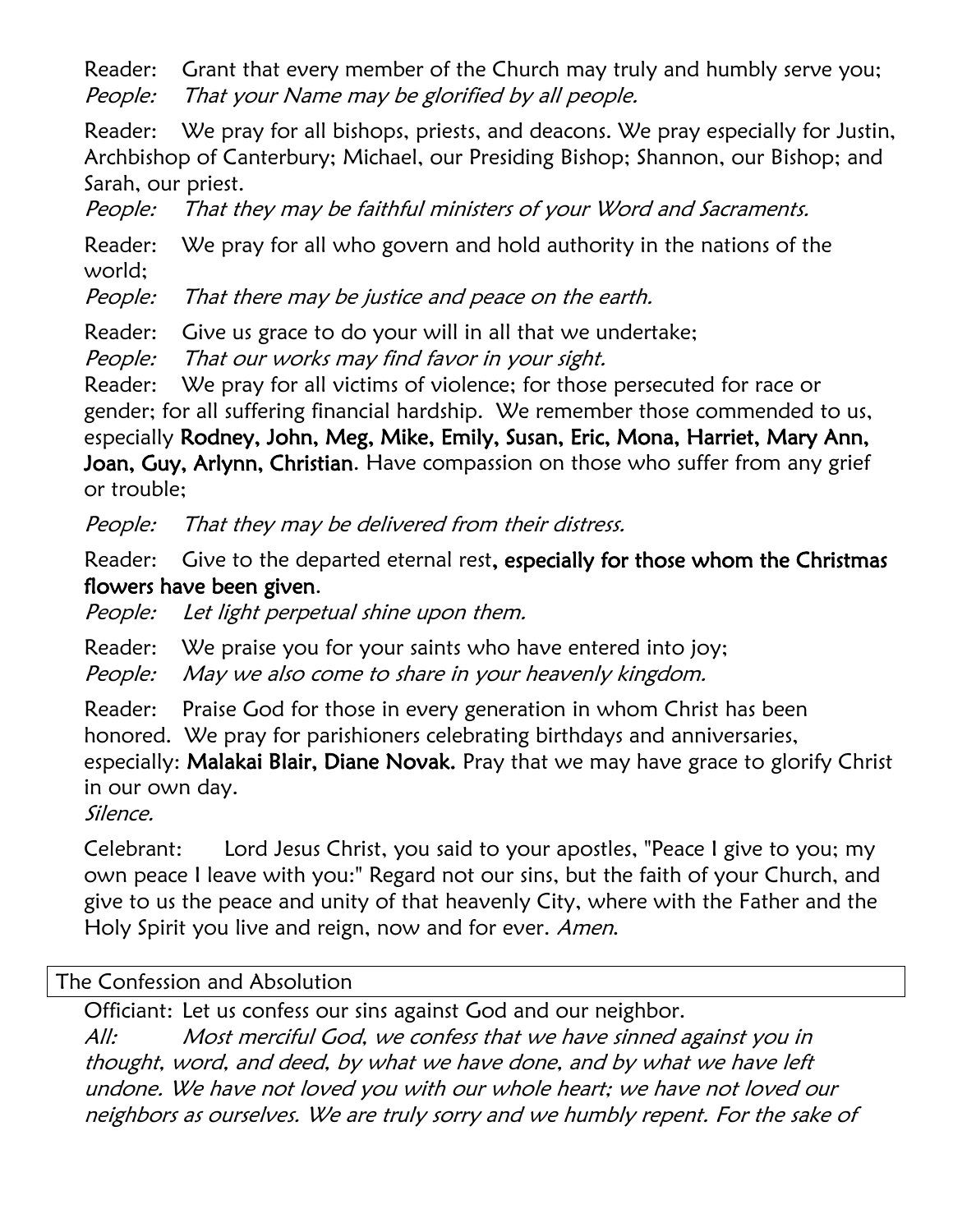Reader: Grant that every member of the Church may truly and humbly serve you;
*People: That your Name may be glorified by all people.*

Reader: We pray for all bishops, priests, and deacons. We pray especially for Justin, Archbishop of Canterbury; Michael, our Presiding Bishop; Shannon, our Bishop; and Sarah, our priest.
*People: That they may be faithful ministers of your Word and Sacraments.*

Reader: We pray for all who govern and hold authority in the nations of the world;
*People: That there may be justice and peace on the earth.*

Reader: Give us grace to do your will in all that we undertake;
*People: That our works may find favor in your sight.*
Reader: We pray for all victims of violence; for those persecuted for race or gender; for all suffering financial hardship. We remember those commended to us, especially **Rodney, John, Meg, Mike, Emily, Susan, Eric, Mona, Harriet, Mary Ann, Joan, Guy, Arlynn, Christian**. Have compassion on those who suffer from any grief or trouble;

*People: That they may be delivered from their distress.*

Reader: Give to the departed eternal rest**, especially for those whom the Christmas flowers have been given**.
*People: Let light perpetual shine upon them.*

Reader: We praise you for your saints who have entered into joy;
*People: May we also come to share in your heavenly kingdom.*

Reader: Praise God for those in every generation in whom Christ has been honored. We pray for parishioners celebrating birthdays and anniversaries, especially: **Malakai Blair, Diane Novak.** Pray that we may have grace to glorify Christ in our own day.
*Silence.*

Celebrant: Lord Jesus Christ, you said to your apostles, "Peace I give to you; my own peace I leave with you:" Regard not our sins, but the faith of your Church, and give to us the peace and unity of that heavenly City, where with the Father and the Holy Spirit you live and reign, now and for ever. *Amen.*

## The Confession and Absolution

Officiant: Let us confess our sins against God and our neighbor.
*All: Most merciful God, we confess that we have sinned against you in thought, word, and deed, by what we have done, and by what we have left undone. We have not loved you with our whole heart; we have not loved our neighbors as ourselves. We are truly sorry and we humbly repent. For the sake of*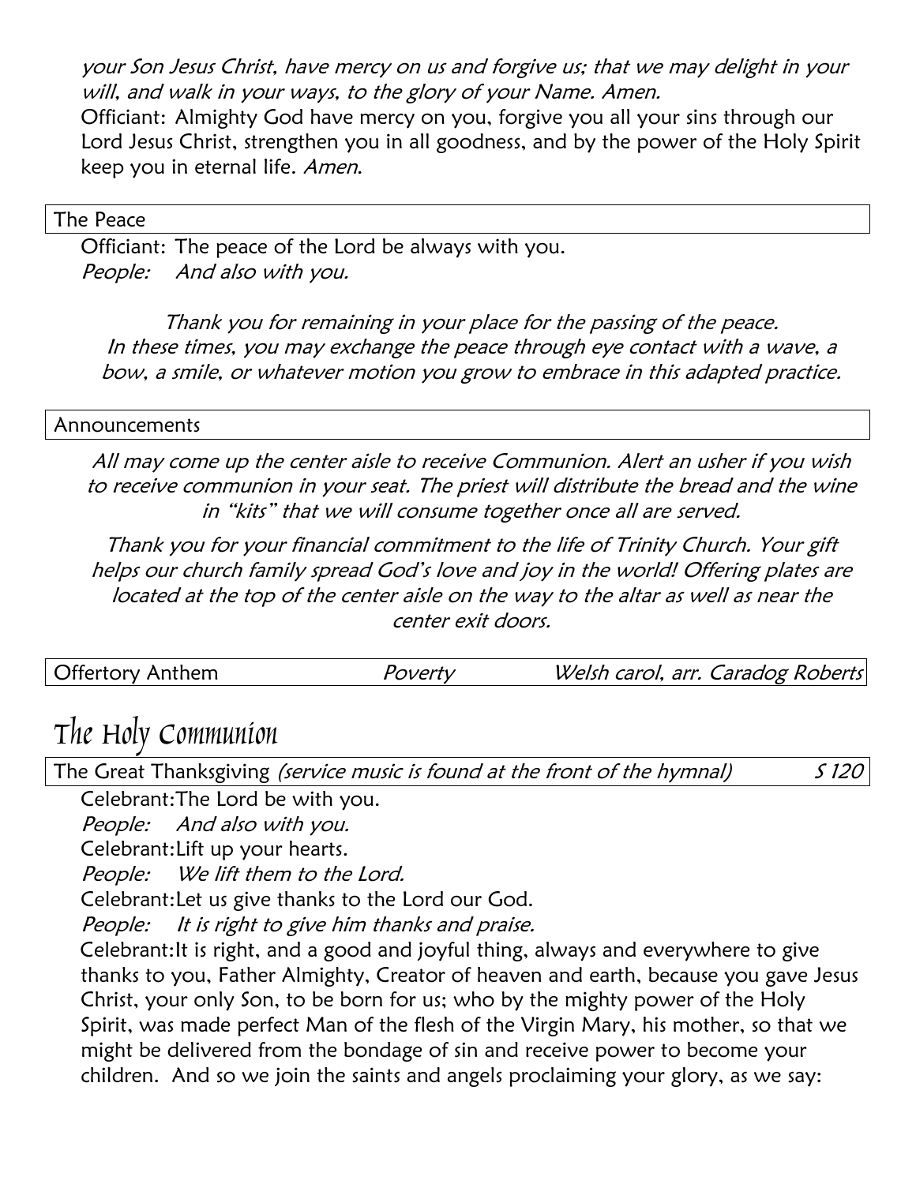*your Son Jesus Christ, have mercy on us and forgive us; that we may delight in your will, and walk in your ways, to the glory of your Name. Amen.*

Officiant: Almighty God have mercy on you, forgive you all your sins through our Lord Jesus Christ, strengthen you in all goodness, and by the power of the Holy Spirit keep you in eternal life. *Amen.*

### The Peace

Officiant: The peace of the Lord be always with you.
*People: And also with you.*

*Thank you for remaining in your place for the passing of the peace. In these times, you may exchange the peace through eye contact with a wave, a bow, a smile, or whatever motion you grow to embrace in this adapted practice.*

### Announcements

*All may come up the center aisle to receive Communion. Alert an usher if you wish to receive communion in your seat. The priest will distribute the bread and the wine in "kits" that we will consume together once all are served.*

*Thank you for your financial commitment to the life of Trinity Church. Your gift helps our church family spread God's love and joy in the world! Offering plates are located at the top of the center aisle on the way to the altar as well as near the center exit doors.*

### Offertory Anthem — *Poverty* — *Welsh carol, arr. Caradog Roberts*

# The Holy Communion

### The Great Thanksgiving *(service music is found at the front of the hymnal)* — *S 120*

Celebrant: The Lord be with you.
*People: And also with you.*
Celebrant: Lift up your hearts.
*People: We lift them to the Lord.*
Celebrant: Let us give thanks to the Lord our God.
*People: It is right to give him thanks and praise.*
Celebrant: It is right, and a good and joyful thing, always and everywhere to give thanks to you, Father Almighty, Creator of heaven and earth, because you gave Jesus Christ, your only Son, to be born for us; who by the mighty power of the Holy Spirit, was made perfect Man of the flesh of the Virgin Mary, his mother, so that we might be delivered from the bondage of sin and receive power to become your children. And so we join the saints and angels proclaiming your glory, as we say: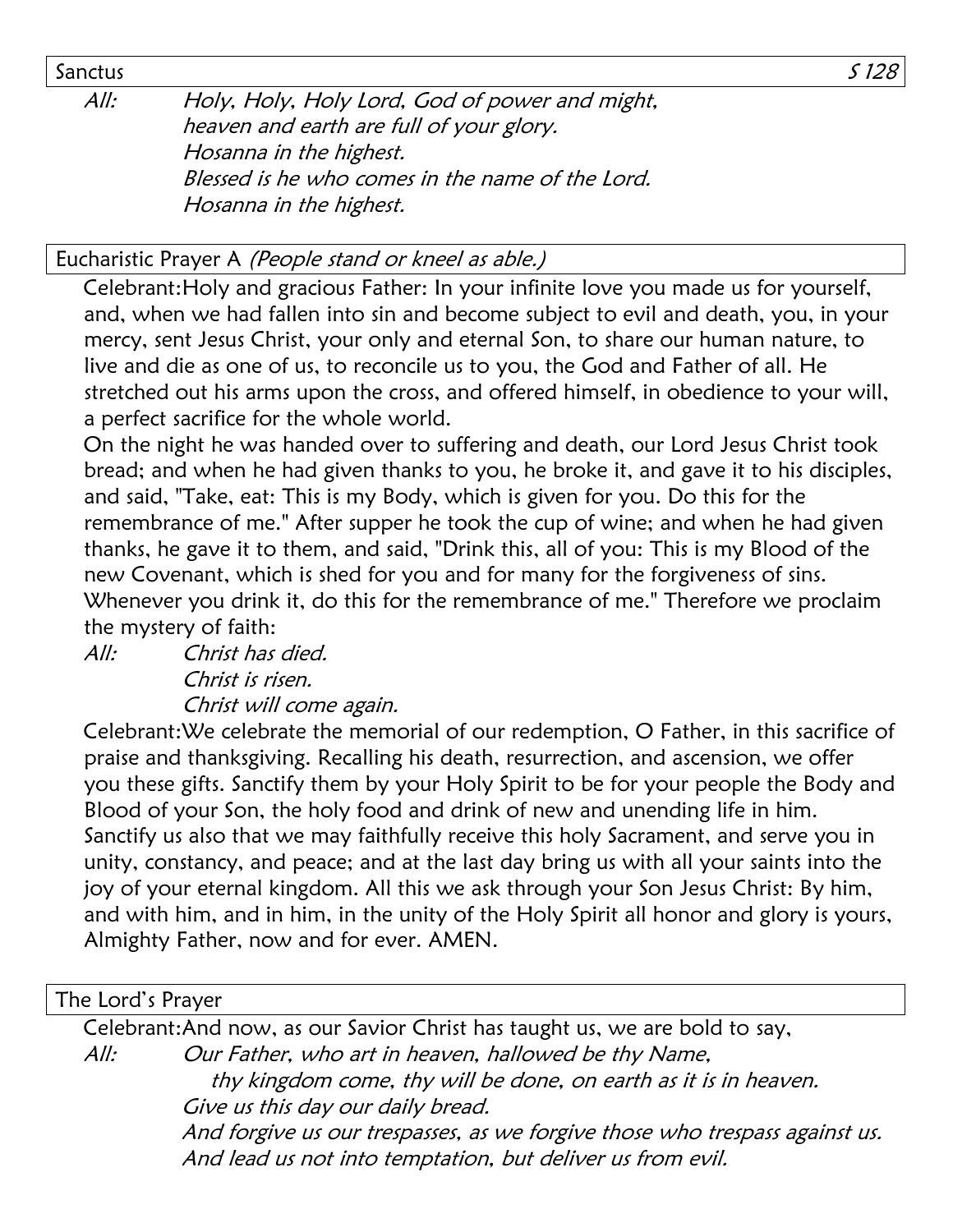## Sanctus *S 128*

*All:* *Holy, Holy, Holy Lord, God of power and might,*
*heaven and earth are full of your glory.*
*Hosanna in the highest.*
*Blessed is he who comes in the name of the Lord.*
*Hosanna in the highest.*

## Eucharistic Prayer A *(People stand or kneel as able.)*

Celebrant: Holy and gracious Father: In your infinite love you made us for yourself, and, when we had fallen into sin and become subject to evil and death, you, in your mercy, sent Jesus Christ, your only and eternal Son, to share our human nature, to live and die as one of us, to reconcile us to you, the God and Father of all. He stretched out his arms upon the cross, and offered himself, in obedience to your will, a perfect sacrifice for the whole world.

On the night he was handed over to suffering and death, our Lord Jesus Christ took bread; and when he had given thanks to you, he broke it, and gave it to his disciples, and said, "Take, eat: This is my Body, which is given for you. Do this for the remembrance of me." After supper he took the cup of wine; and when he had given thanks, he gave it to them, and said, "Drink this, all of you: This is my Blood of the new Covenant, which is shed for you and for many for the forgiveness of sins. Whenever you drink it, do this for the remembrance of me." Therefore we proclaim the mystery of faith:

*All:* *Christ has died.*
*Christ is risen.*
*Christ will come again.*

Celebrant: We celebrate the memorial of our redemption, O Father, in this sacrifice of praise and thanksgiving. Recalling his death, resurrection, and ascension, we offer you these gifts. Sanctify them by your Holy Spirit to be for your people the Body and Blood of your Son, the holy food and drink of new and unending life in him. Sanctify us also that we may faithfully receive this holy Sacrament, and serve you in unity, constancy, and peace; and at the last day bring us with all your saints into the joy of your eternal kingdom. All this we ask through your Son Jesus Christ: By him, and with him, and in him, in the unity of the Holy Spirit all honor and glory is yours, Almighty Father, now and for ever. AMEN.

## The Lord's Prayer

Celebrant: And now, as our Savior Christ has taught us, we are bold to say,

*All:* *Our Father, who art in heaven, hallowed be thy Name,*
*thy kingdom come, thy will be done, on earth as it is in heaven.*
*Give us this day our daily bread.*
*And forgive us our trespasses, as we forgive those who trespass against us.*
*And lead us not into temptation, but deliver us from evil.*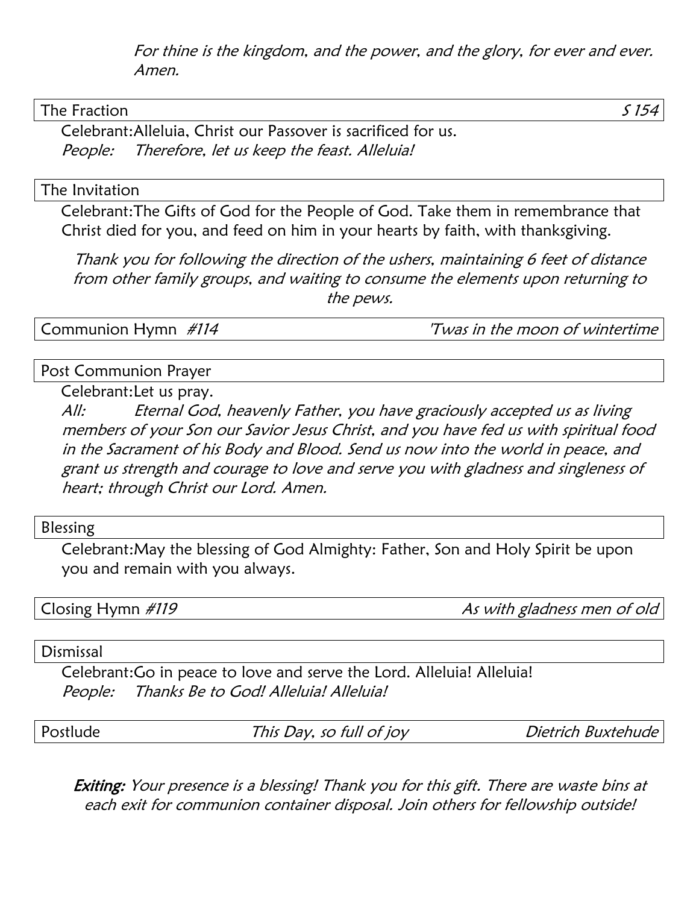*For thine is the kingdom, and the power, and the glory, for ever and ever. Amen.*

## The Fraction *S 154*

Celebrant: Alleluia, Christ our Passover is sacrificed for us.
*People: Therefore, let us keep the feast. Alleluia!*

## The Invitation

Celebrant: The Gifts of God for the People of God. Take them in remembrance that Christ died for you, and feed on him in your hearts by faith, with thanksgiving.

*Thank you for following the direction of the ushers, maintaining 6 feet of distance from other family groups, and waiting to consume the elements upon returning to the pews.*

## Communion Hymn *#114* — *'Twas in the moon of wintertime*

## Post Communion Prayer

Celebrant: Let us pray.
*All: Eternal God, heavenly Father, you have graciously accepted us as living members of your Son our Savior Jesus Christ, and you have fed us with spiritual food in the Sacrament of his Body and Blood. Send us now into the world in peace, and grant us strength and courage to love and serve you with gladness and singleness of heart; through Christ our Lord. Amen.*

## Blessing

Celebrant: May the blessing of God Almighty: Father, Son and Holy Spirit be upon you and remain with you always.

## Closing Hymn *#119* — *As with gladness men of old*

## Dismissal

Celebrant: Go in peace to love and serve the Lord. Alleluia! Alleluia!
*People: Thanks Be to God! Alleluia! Alleluia!*

## Postlude — *This Day, so full of joy* — *Dietrich Buxtehude*

***Exiting:*** *Your presence is a blessing! Thank you for this gift. There are waste bins at each exit for communion container disposal. Join others for fellowship outside!*